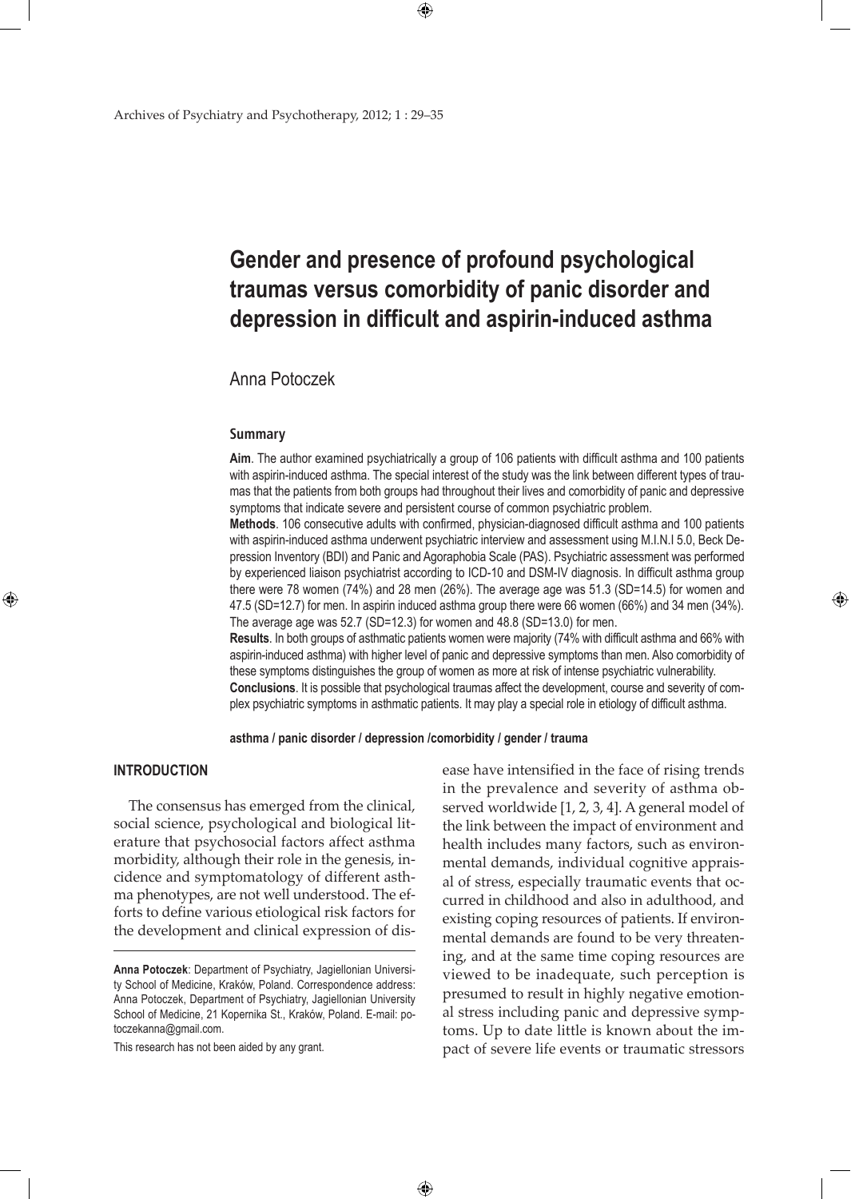# Gender and presence of profound psychological traumas versus comorbidity of panic disorder and depression in difficult and aspirin-induced asthma

Anna Potoczek

## Summary

**Aim**. The author examined psychiatrically a group of 106 patients with difficult asthma and 100 patients with aspirin-induced asthma. The special interest of the study was the link between different types of traumas that the patients from both groups had throughout their lives and comorbidity of panic and depressive symptoms that indicate severe and persistent course of common psychiatric problem.

**Methods**. 106 consecutive adults with confirmed, physician-diagnosed difficult asthma and 100 patients with aspirin-induced asthma underwent psychiatric interview and assessment using M.I.N.I 5.0, Beck Depression Inventory (BDI) and Panic and Agoraphobia Scale (PAS). Psychiatric assessment was performed by experienced liaison psychiatrist according to ICD-10 and DSM-IV diagnosis. In difficult asthma group there were 78 women (74%) and 28 men (26%). The average age was 51.3 (SD=14.5) for women and 47.5 (SD=12.7) for men. In aspirin induced asthma group there were 66 women (66%) and 34 men (34%). The average age was 52.7 (SD=12.3) for women and 48.8 (SD=13.0) for men.

**Results**. In both groups of asthmatic patients women were majority (74% with difficult asthma and 66% with aspirin-induced asthma) with higher level of panic and depressive symptoms than men. Also comorbidity of these symptoms distinguishes the group of women as more at risk of intense psychiatric vulnerability.

**Conclusions**. It is possible that psychological traumas affect the development, course and severity of complex psychiatric symptoms in asthmatic patients. It may play a special role in etiology of difficult asthma.

**asthma / panic disorder / depression /comorbidity / gender / trauma**

## INTRODUCTION

The consensus has emerged from the clinical, social science, psychological and biological literature that psychosocial factors affect asthma morbidity, although their role in the genesis, incidence and symptomatology of different asthma phenotypes, are not well understood. The efforts to define various etiological risk factors for the development and clinical expression of disease have intensified in the face of rising trends in the prevalence and severity of asthma observed worldwide [1, 2, 3, 4]. A general model of the link between the impact of environment and health includes many factors, such as environmental demands, individual cognitive appraisal of stress, especially traumatic events that occurred in childhood and also in adulthood, and existing coping resources of patients. If environmental demands are found to be very threatening, and at the same time coping resources are viewed to be inadequate, such perception is presumed to result in highly negative emotional stress including panic and depressive symptoms. Up to date little is known about the impact of severe life events or traumatic stressors

---

**Anna Potoczek**: Department of Psychiatry, Jagiellonian University School of Medicine, Kraków, Poland. Correspondence address: Anna Potoczek, Department of Psychiatry, Jagiellonian University School of Medicine, 21 Kopernika St., Kraków, Poland. E-mail: potoczekanna@gmail.com.

This research has not been aided by any grant.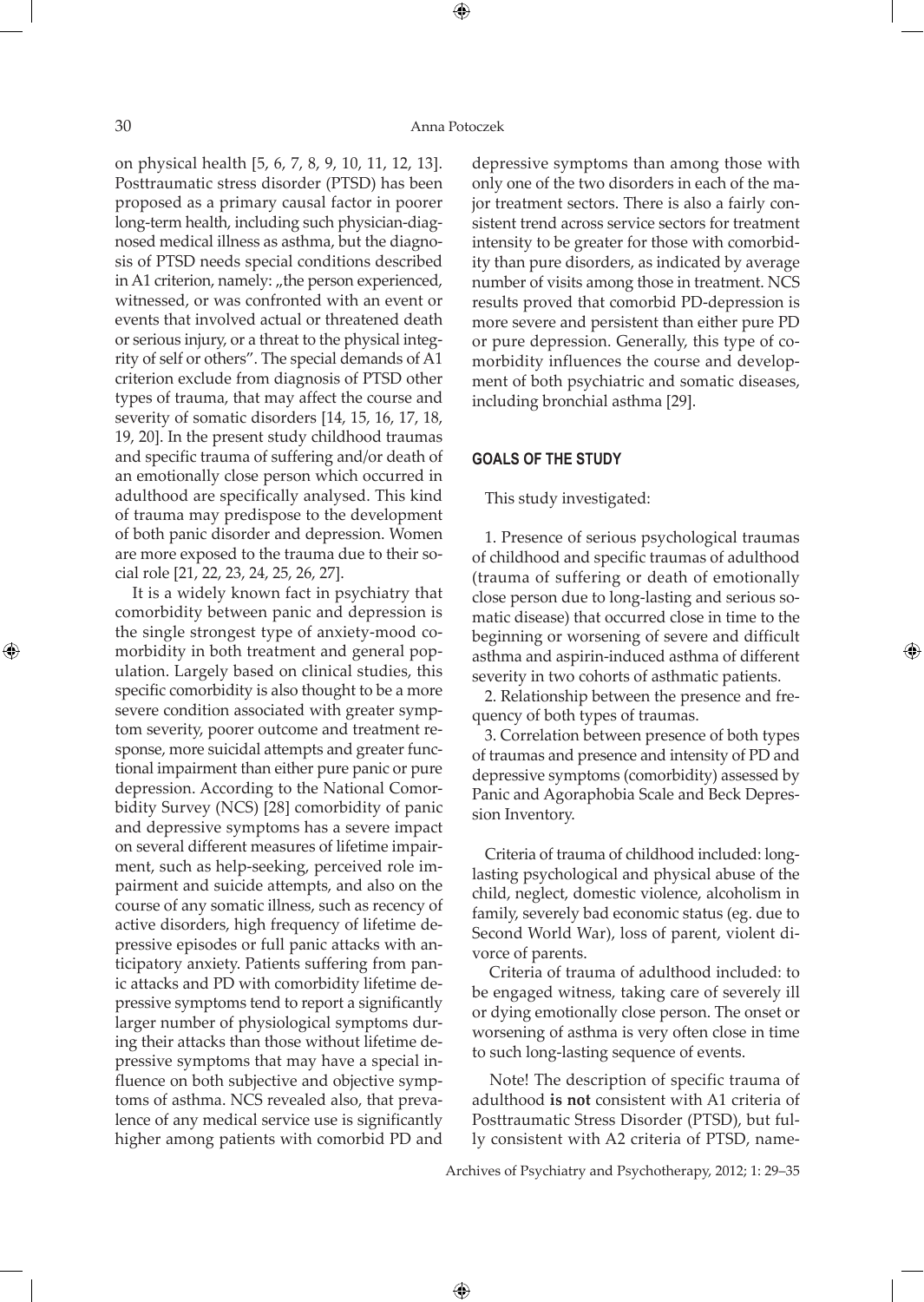on physical health [5, 6, 7, 8, 9, 10, 11, 12, 13]. Posttraumatic stress disorder (PTSD) has been proposed as a primary causal factor in poorer long-term health, including such physician-diagnosed medical illness as asthma, but the diagnosis of PTSD needs special conditions described in A1 criterion, namely: „the person experienced, witnessed, or was confronted with an event or events that involved actual or threatened death or serious injury, or a threat to the physical integrity of self or others". The special demands of A1 criterion exclude from diagnosis of PTSD other types of trauma, that may affect the course and severity of somatic disorders [14, 15, 16, 17, 18, 19, 20]. In the present study childhood traumas and specific trauma of suffering and/or death of an emotionally close person which occurred in adulthood are specifically analysed. This kind of trauma may predispose to the development of both panic disorder and depression. Women are more exposed to the trauma due to their social role [21, 22, 23, 24, 25, 26, 27].

It is a widely known fact in psychiatry that comorbidity between panic and depression is the single strongest type of anxiety-mood comorbidity in both treatment and general population. Largely based on clinical studies, this specific comorbidity is also thought to be a more severe condition associated with greater symptom severity, poorer outcome and treatment response, more suicidal attempts and greater functional impairment than either pure panic or pure depression. According to the National Comorbidity Survey (NCS) [28] comorbidity of panic and depressive symptoms has a severe impact on several different measures of lifetime impairment, such as help-seeking, perceived role impairment and suicide attempts, and also on the course of any somatic illness, such as recency of active disorders, high frequency of lifetime depressive episodes or full panic attacks with anticipatory anxiety. Patients suffering from panic attacks and PD with comorbidity lifetime depressive symptoms tend to report a significantly larger number of physiological symptoms during their attacks than those without lifetime depressive symptoms that may have a special influence on both subjective and objective symptoms of asthma. NCS revealed also, that prevalence of any medical service use is significantly higher among patients with comorbid PD and depressive symptoms than among those with only one of the two disorders in each of the major treatment sectors. There is also a fairly consistent trend across service sectors for treatment intensity to be greater for those with comorbidity than pure disorders, as indicated by average number of visits among those in treatment. NCS results proved that comorbid PD-depression is more severe and persistent than either pure PD or pure depression. Generally, this type of comorbidity influences the course and development of both psychiatric and somatic diseases, including bronchial asthma [29].

## GOALS OF THE STUDY

This study investigated:

1. Presence of serious psychological traumas of childhood and specific traumas of adulthood (trauma of suffering or death of emotionally close person due to long-lasting and serious somatic disease) that occurred close in time to the beginning or worsening of severe and difficult asthma and aspirin-induced asthma of different severity in two cohorts of asthmatic patients.
2. Relationship between the presence and frequency of both types of traumas.
3. Correlation between presence of both types of traumas and presence and intensity of PD and depressive symptoms (comorbidity) assessed by Panic and Agoraphobia Scale and Beck Depression Inventory.

Criteria of trauma of childhood included: long-lasting psychological and physical abuse of the child, neglect, domestic violence, alcoholism in family, severely bad economic status (eg. due to Second World War), loss of parent, violent divorce of parents.

Criteria of trauma of adulthood included: to be engaged witness, taking care of severely ill or dying emotionally close person. The onset or worsening of asthma is very often close in time to such long-lasting sequence of events.

Note! The description of specific trauma of adulthood **is not** consistent with A1 criteria of Posttraumatic Stress Disorder (PTSD), but fully consistent with A2 criteria of PTSD, name-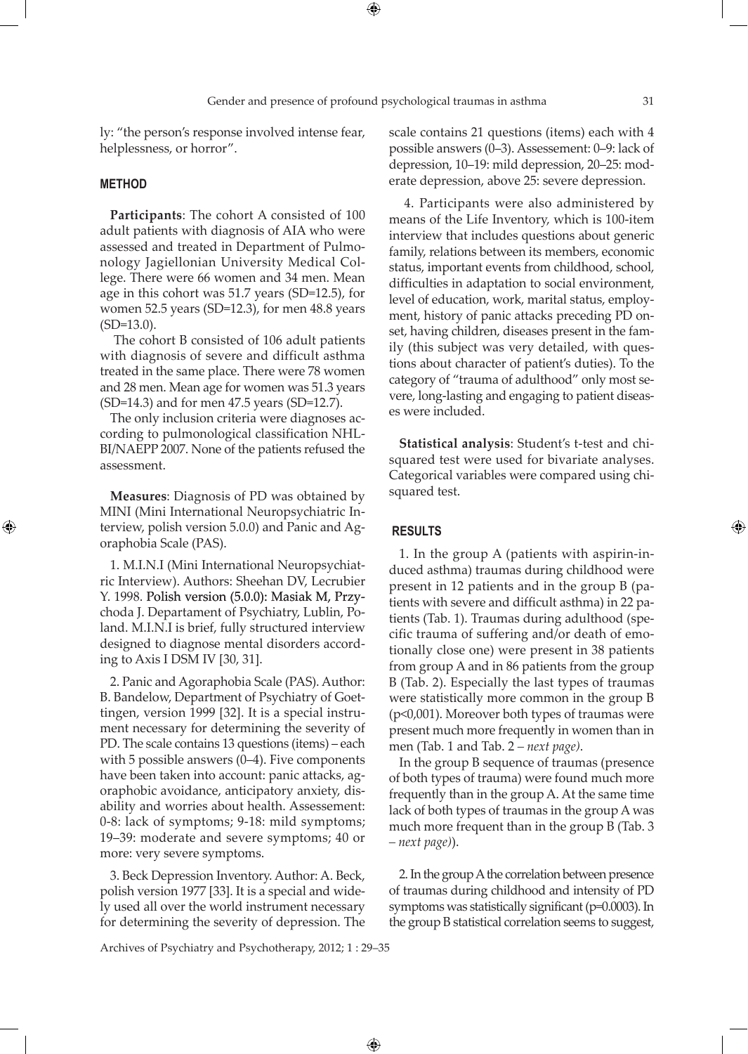ly: "the person's response involved intense fear, helplessness, or horror".

## METHOD

**Participants**: The cohort A consisted of 100 adult patients with diagnosis of AIA who were assessed and treated in Department of Pulmonology Jagiellonian University Medical College. There were 66 women and 34 men. Mean age in this cohort was 51.7 years (SD=12.5), for women 52.5 years (SD=12.3), for men 48.8 years (SD=13.0).

The cohort B consisted of 106 adult patients with diagnosis of severe and difficult asthma treated in the same place. There were 78 women and 28 men. Mean age for women was 51.3 years (SD=14.3) and for men 47.5 years (SD=12.7).

The only inclusion criteria were diagnoses according to pulmonological classification NHLBI/NAEPP 2007. None of the patients refused the assessment.

**Measures**: Diagnosis of PD was obtained by MINI (Mini International Neuropsychiatric Interview, polish version 5.0.0) and Panic and Agoraphobia Scale (PAS).

1. M.I.N.I (Mini International Neuropsychiatric Interview). Authors: Sheehan DV, Lecrubier Y. 1998. Polish version (5.0.0): Masiak M, Przychoda J. Departament of Psychiatry, Lublin, Poland. M.I.N.I is brief, fully structured interview designed to diagnose mental disorders according to Axis I DSM IV [30, 31].

2. Panic and Agoraphobia Scale (PAS). Author: B. Bandelow, Department of Psychiatry of Goettingen, version 1999 [32]. It is a special instrument necessary for determining the severity of PD. The scale contains 13 questions (items) – each with 5 possible answers (0–4). Five components have been taken into account: panic attacks, agoraphobic avoidance, anticipatory anxiety, disability and worries about health. Assessement: 0-8: lack of symptoms; 9-18: mild symptoms; 19–39: moderate and severe symptoms; 40 or more: very severe symptoms.

3. Beck Depression Inventory. Author: A. Beck, polish version 1977 [33]. It is a special and widely used all over the world instrument necessary for determining the severity of depression. The scale contains 21 questions (items) each with 4 possible answers (0–3). Assessement: 0–9: lack of depression, 10–19: mild depression, 20–25: moderate depression, above 25: severe depression.

4. Participants were also administered by means of the Life Inventory, which is 100-item interview that includes questions about generic family, relations between its members, economic status, important events from childhood, school, difficulties in adaptation to social environment, level of education, work, marital status, employment, history of panic attacks preceding PD onset, having children, diseases present in the family (this subject was very detailed, with questions about character of patient's duties). To the category of "trauma of adulthood" only most severe, long-lasting and engaging to patient diseases were included.

**Statistical analysis**: Student's t-test and chi-squared test were used for bivariate analyses. Categorical variables were compared using chi-squared test.

## RESULTS

1. In the group A (patients with aspirin-induced asthma) traumas during childhood were present in 12 patients and in the group B (patients with severe and difficult asthma) in 22 patients (Tab. 1). Traumas during adulthood (specific trauma of suffering and/or death of emotionally close one) were present in 38 patients from group A and in 86 patients from the group B (Tab. 2). Especially the last types of traumas were statistically more common in the group B ($p<0,001$). Moreover both types of traumas were present much more frequently in women than in men (Tab. 1 and Tab. 2 – *next page)*.

In the group B sequence of traumas (presence of both types of trauma) were found much more frequently than in the group A. At the same time lack of both types of traumas in the group A was much more frequent than in the group B (Tab. 3 – *next page)*).

2. In the group A the correlation between presence of traumas during childhood and intensity of PD symptoms was statistically significant ($p=0.0003$). In the group B statistical correlation seems to suggest,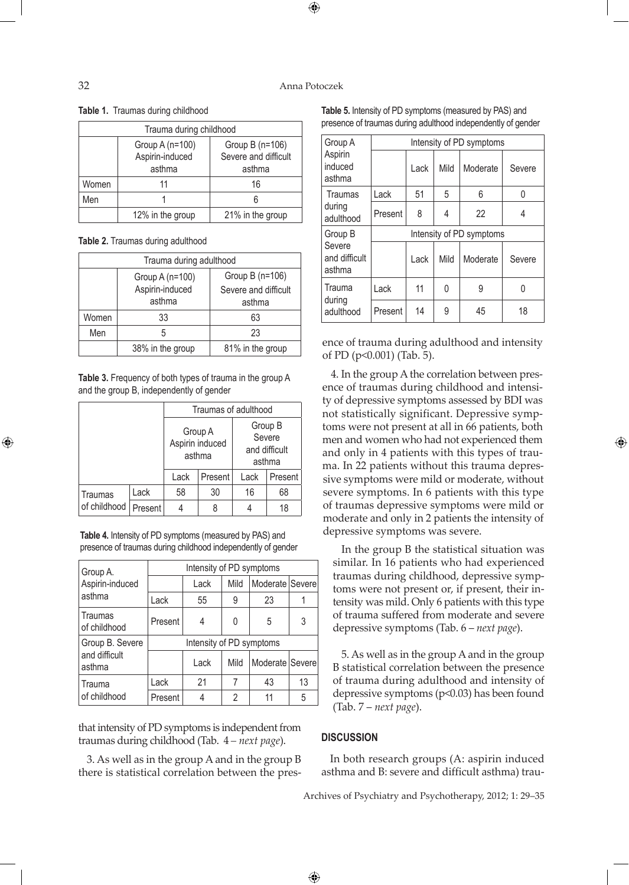**Table 1.** Traumas during childhood

| Trauma during childhood | | |
|---|---|---|
| | Group A (n=100) Aspirin-induced asthma | Group B (n=106) Severe and difficult asthma |
| Women | 11 | 16 |
| Men | 1 | 6 |
| | 12% in the group | 21% in the group |

**Table 2.** Traumas during adulthood

| Trauma during adulthood | | |
|---|---|---|
| | Group A (n=100) Aspirin-induced asthma | Group B (n=106) Severe and difficult asthma |
| Women | 33 | 63 |
| Men | 5 | 23 |
| | 38% in the group | 81% in the group |

**Table 3.** Frequency of both types of trauma in the group A and the group B, independently of gender

| | | Traumas of adulthood | | | |
|---|---|---|---|---|---|
| | | Group A Aspirin induced asthma | | Group B Severe and difficult asthma | |
| | | Lack | Present | Lack | Present |
| Traumas of childhood | Lack | 58 | 30 | 16 | 68 |
| | Present | 4 | 8 | 4 | 18 |

**Table 4.** Intensity of PD symptoms (measured by PAS) and presence of traumas during childhood independently of gender

| Group A. Aspirin-induced asthma | Intensity of PD symptoms | | | | |
|---|---|---|---|---|---|
| | | Lack | Mild | Moderate | Severe |
| | Lack | 55 | 9 | 23 | 1 |
| Traumas of childhood | Present | 4 | 0 | 5 | 3 |
| Group B. Severe and difficult asthma | Intensity of PD symptoms | | | | |
| | | Lack | Mild | Moderate | Severe |
| Trauma of childhood | Lack | 21 | 7 | 43 | 13 |
| | Present | 4 | 2 | 11 | 5 |

that intensity of PD symptoms is independent from traumas during childhood (Tab. 4 – *next page*).

3. As well as in the group A and in the group B there is statistical correlation between the presence of trauma during adulthood and intensity of PD ($p<0.001$) (Tab. 5).

**Table 5.** Intensity of PD symptoms (measured by PAS) and presence of traumas during adulthood independently of gender

| Group A Aspirin induced asthma | Intensity of PD symptoms | | | | |
|---|---|---|---|---|---|
| | | Lack | Mild | Moderate | Severe |
| Traumas during adulthood | Lack | 51 | 5 | 6 | 0 |
| | Present | 8 | 4 | 22 | 4 |
| Group B Severe and difficult asthma | Intensity of PD symptoms | | | | |
| | | Lack | Mild | Moderate | Severe |
| Trauma during adulthood | Lack | 11 | 0 | 9 | 0 |
| | Present | 14 | 9 | 45 | 18 |

4. In the group A the correlation between presence of traumas during childhood and intensity of depressive symptoms assessed by BDI was not statistically significant. Depressive symptoms were not present at all in 66 patients, both men and women who had not experienced them and only in 4 patients with this types of trauma. In 22 patients without this trauma depressive symptoms were mild or moderate, without severe symptoms. In 6 patients with this type of traumas depressive symptoms were mild or moderate and only in 2 patients the intensity of depressive symptoms was severe.

In the group B the statistical situation was similar. In 16 patients who had experienced traumas during childhood, depressive symptoms were not present or, if present, their intensity was mild. Only 6 patients with this type of trauma suffered from moderate and severe depressive symptoms (Tab. 6 – *next page*).

5. As well as in the group A and in the group B statistical correlation between the presence of trauma during adulthood and intensity of depressive symptoms ($p<0.03$) has been found (Tab. 7 – *next page*).

## DISCUSSION

In both research groups (A: aspirin induced asthma and B: severe and difficult asthma) trau-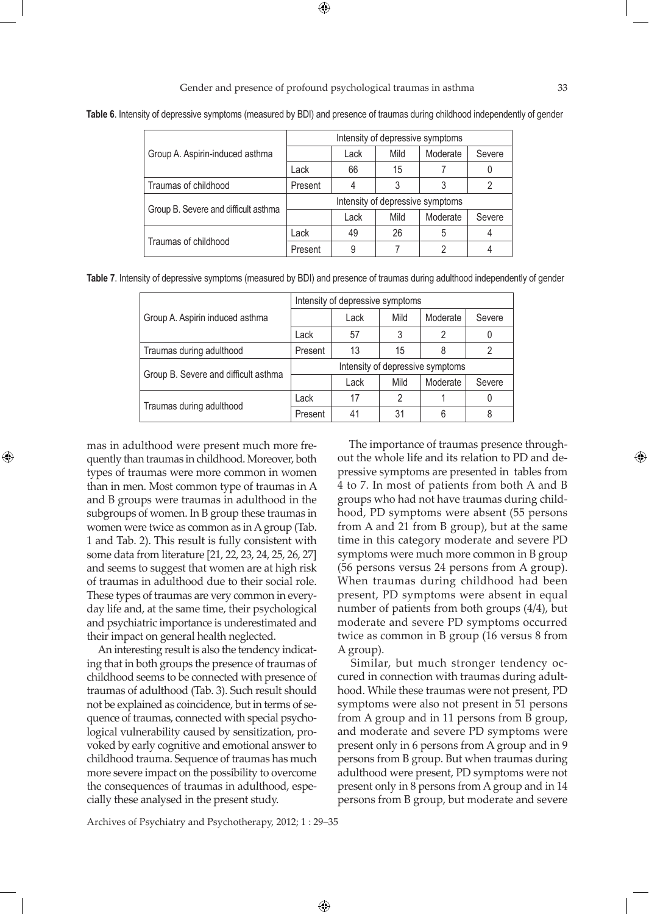**Table 6**. Intensity of depressive symptoms (measured by BDI) and presence of traumas during childhood independently of gender

| Group A. Aspirin-induced asthma | Intensity of depressive symptoms | | | | |
|---|---|---|---|---|---|
| | | Lack | Mild | Moderate | Severe |
| | Lack | 66 | 15 | 7 | 0 |
| Traumas of childhood | Present | 4 | 3 | 3 | 2 |
| **Group B. Severe and difficult asthma** | **Intensity of depressive symptoms** | | | | |
| | | Lack | Mild | Moderate | Severe |
| Traumas of childhood | Lack | 49 | 26 | 5 | 4 |
| | Present | 9 | 7 | 2 | 4 |

**Table 7**. Intensity of depressive symptoms (measured by BDI) and presence of traumas during adulthood independently of gender

| Group A. Aspirin induced asthma | Intensity of depressive symptoms | | | | |
|---|---|---|---|---|---|
| | | Lack | Mild | Moderate | Severe |
| | Lack | 57 | 3 | 2 | 0 |
| Traumas during adulthood | Present | 13 | 15 | 8 | 2 |
| **Group B. Severe and difficult asthma** | **Intensity of depressive symptoms** | | | | |
| | | Lack | Mild | Moderate | Severe |
| Traumas during adulthood | Lack | 17 | 2 | 1 | 0 |
| | Present | 41 | 31 | 6 | 8 |

mas in adulthood were present much more frequently than traumas in childhood. Moreover, both types of traumas were more common in women than in men. Most common type of traumas in A and B groups were traumas in adulthood in the subgroups of women. In B group these traumas in women were twice as common as in A group (Tab. 1 and Tab. 2). This result is fully consistent with some data from literature [21, 22, 23, 24, 25, 26, 27] and seems to suggest that women are at high risk of traumas in adulthood due to their social role. These types of traumas are very common in everyday life and, at the same time, their psychological and psychiatric importance is underestimated and their impact on general health neglected.

An interesting result is also the tendency indicating that in both groups the presence of traumas of childhood seems to be connected with presence of traumas of adulthood (Tab. 3). Such result should not be explained as coincidence, but in terms of sequence of traumas, connected with special psychological vulnerability caused by sensitization, provoked by early cognitive and emotional answer to childhood trauma. Sequence of traumas has much more severe impact on the possibility to overcome the consequences of traumas in adulthood, especially these analysed in the present study.

The importance of traumas presence throughout the whole life and its relation to PD and depressive symptoms are presented in tables from 4 to 7. In most of patients from both A and B groups who had not have traumas during childhood, PD symptoms were absent (55 persons from A and 21 from B group), but at the same time in this category moderate and severe PD symptoms were much more common in B group (56 persons versus 24 persons from A group). When traumas during childhood had been present, PD symptoms were absent in equal number of patients from both groups (4/4), but moderate and severe PD symptoms occurred twice as common in B group (16 versus 8 from A group).

Similar, but much stronger tendency occured in connection with traumas during adulthood. While these traumas were not present, PD symptoms were also not present in 51 persons from A group and in 11 persons from B group, and moderate and severe PD symptoms were present only in 6 persons from A group and in 9 persons from B group. But when traumas during adulthood were present, PD symptoms were not present only in 8 persons from A group and in 14 persons from B group, but moderate and severe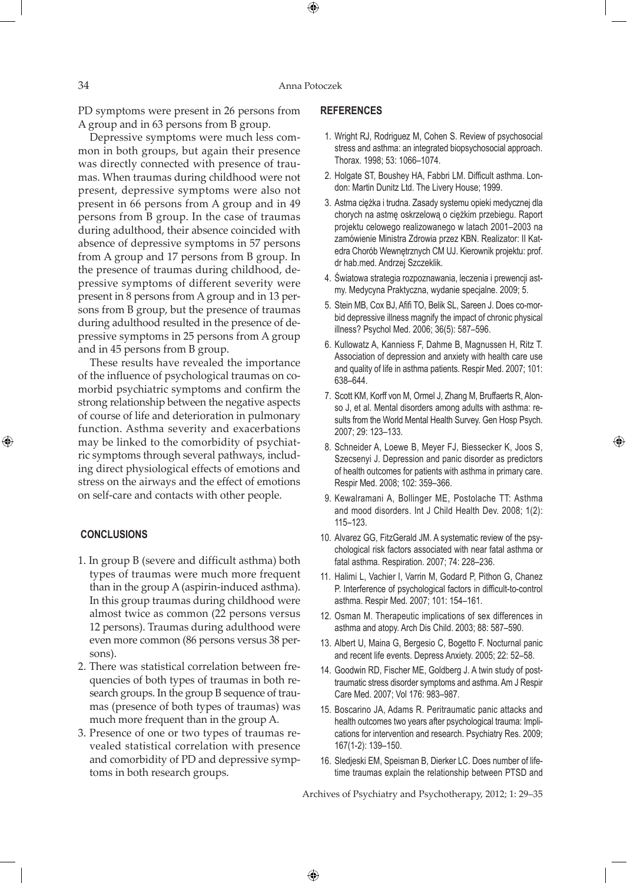PD symptoms were present in 26 persons from A group and in 63 persons from B group.

Depressive symptoms were much less common in both groups, but again their presence was directly connected with presence of traumas. When traumas during childhood were not present, depressive symptoms were also not present in 66 persons from A group and in 49 persons from B group. In the case of traumas during adulthood, their absence coincided with absence of depressive symptoms in 57 persons from A group and 17 persons from B group. In the presence of traumas during childhood, depressive symptoms of different severity were present in 8 persons from A group and in 13 persons from B group, but the presence of traumas during adulthood resulted in the presence of depressive symptoms in 25 persons from A group and in 45 persons from B group.

These results have revealed the importance of the influence of psychological traumas on comorbid psychiatric symptoms and confirm the strong relationship between the negative aspects of course of life and deterioration in pulmonary function. Asthma severity and exacerbations may be linked to the comorbidity of psychiatric symptoms through several pathways, including direct physiological effects of emotions and stress on the airways and the effect of emotions on self-care and contacts with other people.

## CONCLUSIONS

1. In group B (severe and difficult asthma) both types of traumas were much more frequent than in the group A (aspirin-induced asthma). In this group traumas during childhood were almost twice as common (22 persons versus 12 persons). Traumas during adulthood were even more common (86 persons versus 38 persons).
2. There was statistical correlation between frequencies of both types of traumas in both research groups. In the group B sequence of traumas (presence of both types of traumas) was much more frequent than in the group A.
3. Presence of one or two types of traumas revealed statistical correlation with presence and comorbidity of PD and depressive symptoms in both research groups.

## REFERENCES

1. Wright RJ, Rodriguez M, Cohen S. Review of psychosocial stress and asthma: an integrated biopsychosocial approach. Thorax. 1998; 53: 1066–1074.
2. Holgate ST, Boushey HA, Fabbri LM. Difficult asthma. London: Martin Dunitz Ltd. The Livery House; 1999.
3. Astma ciężka i trudna. Zasady systemu opieki medycznej dla chorych na astmę oskrzelową o ciężkim przebiegu. Raport projektu celowego realizowanego w latach 2001–2003 na zamówienie Ministra Zdrowia przez KBN. Realizator: II Katedra Chorób Wewnętrznych CM UJ. Kierownik projektu: prof. dr hab.med. Andrzej Szczeklik.
4. Światowa strategia rozpoznawania, leczenia i prewencji astmy. Medycyna Praktyczna, wydanie specjalne. 2009; 5.
5. Stein MB, Cox BJ, Afifi TO, Belik SL, Sareen J. Does co-morbid depressive illness magnify the impact of chronic physical illness? Psychol Med. 2006; 36(5): 587–596.
6. Kullowatz A, Kanniess F, Dahme B, Magnussen H, Ritz T. Association of depression and anxiety with health care use and quality of life in asthma patients. Respir Med. 2007; 101: 638–644.
7. Scott KM, Korff von M, Ormel J, Zhang M, Bruffaerts R, Alonso J, et al. Mental disorders among adults with asthma: results from the World Mental Health Survey. Gen Hosp Psych. 2007; 29: 123–133.
8. Schneider A, Loewe B, Meyer FJ, Biessecker K, Joos S, Szecsenyi J. Depression and panic disorder as predictors of health outcomes for patients with asthma in primary care. Respir Med. 2008; 102: 359–366.
9. Kewalramani A, Bollinger ME, Postolache TT: Asthma and mood disorders. Int J Child Health Dev. 2008; 1(2): 115–123.
10. Alvarez GG, FitzGerald JM. A systematic review of the psychological risk factors associated with near fatal asthma or fatal asthma. Respiration. 2007; 74: 228–236.
11. Halimi L, Vachier I, Varrin M, Godard P, Pithon G, Chanez P. Interference of psychological factors in difficult-to-control asthma. Respir Med. 2007; 101: 154–161.
12. Osman M. Therapeutic implications of sex differences in asthma and atopy. Arch Dis Child. 2003; 88: 587–590.
13. Albert U, Maina G, Bergesio C, Bogetto F. Nocturnal panic and recent life events. Depress Anxiety. 2005; 22: 52–58.
14. Goodwin RD, Fischer ME, Goldberg J. A twin study of post-traumatic stress disorder symptoms and asthma. Am J Respir Care Med. 2007; Vol 176: 983–987.
15. Boscarino JA, Adams R. Peritraumatic panic attacks and health outcomes two years after psychological trauma: Implications for intervention and research. Psychiatry Res. 2009; 167(1-2): 139–150.
16. Sledjeski EM, Speisman B, Dierker LC. Does number of lifetime traumas explain the relationship between PTSD and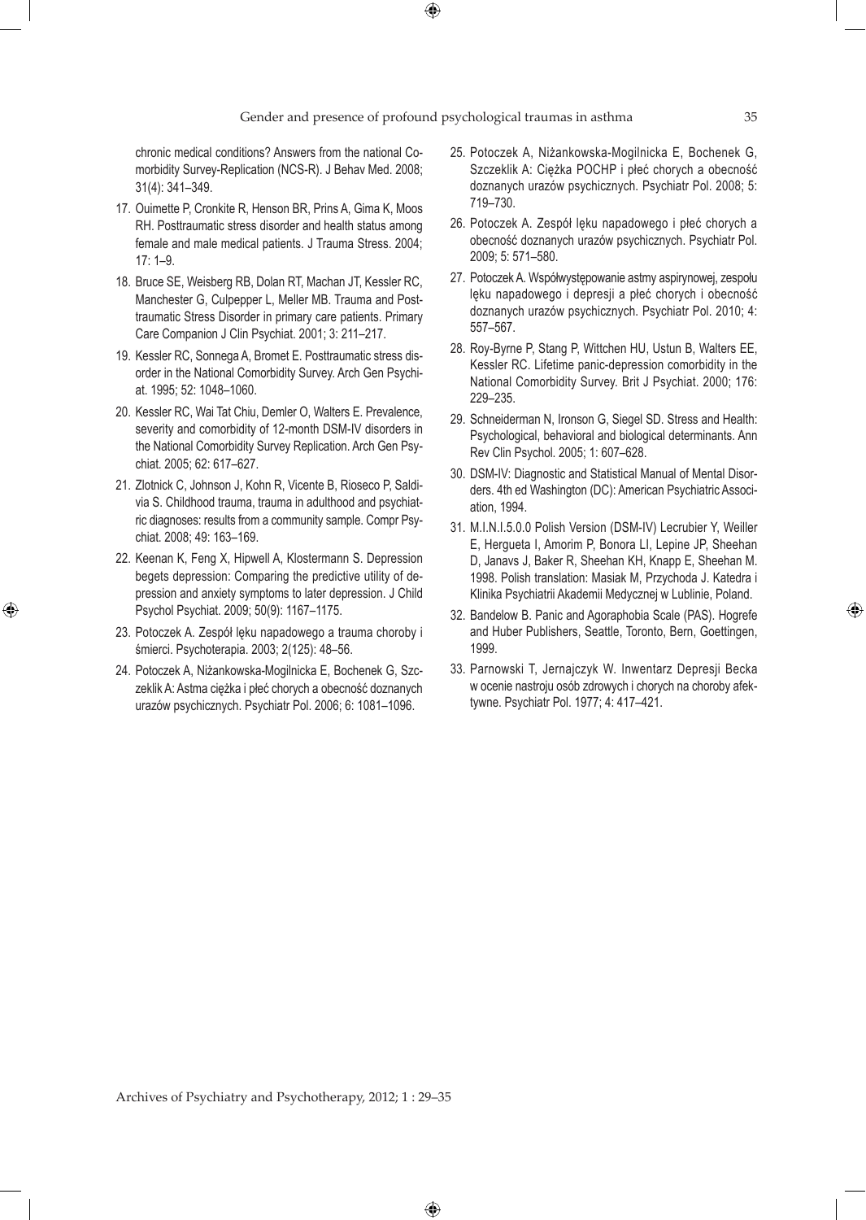chronic medical conditions? Answers from the national Comorbidity Survey-Replication (NCS-R). J Behav Med. 2008; 31(4): 341–349.

17. Ouimette P, Cronkite R, Henson BR, Prins A, Gima K, Moos RH. Posttraumatic stress disorder and health status among female and male medical patients. J Trauma Stress. 2004; 17: 1–9.
18. Bruce SE, Weisberg RB, Dolan RT, Machan JT, Kessler RC, Manchester G, Culpepper L, Meller MB. Trauma and Posttraumatic Stress Disorder in primary care patients. Primary Care Companion J Clin Psychiat. 2001; 3: 211–217.
19. Kessler RC, Sonnega A, Bromet E. Posttraumatic stress disorder in the National Comorbidity Survey. Arch Gen Psychiat. 1995; 52: 1048–1060.
20. Kessler RC, Wai Tat Chiu, Demler O, Walters E. Prevalence, severity and comorbidity of 12-month DSM-IV disorders in the National Comorbidity Survey Replication. Arch Gen Psychiat. 2005; 62: 617–627.
21. Zlotnick C, Johnson J, Kohn R, Vicente B, Rioseco P, Saldivia S. Childhood trauma, trauma in adulthood and psychiatric diagnoses: results from a community sample. Compr Psychiat. 2008; 49: 163–169.
22. Keenan K, Feng X, Hipwell A, Klostermann S. Depression begets depression: Comparing the predictive utility of depression and anxiety symptoms to later depression. J Child Psychol Psychiat. 2009; 50(9): 1167–1175.
23. Potoczek A. Zespół lęku napadowego a trauma choroby i śmierci. Psychoterapia. 2003; 2(125): 48–56.
24. Potoczek A, Niżankowska-Mogilnicka E, Bochenek G, Szczeklik A: Astma ciężka i płeć chorych a obecność doznanych urazów psychicznych. Psychiatr Pol. 2006; 6: 1081–1096.
25. Potoczek A, Niżankowska-Mogilnicka E, Bochenek G, Szczeklik A: Ciężka POCHP i płeć chorych a obecność doznanych urazów psychicznych. Psychiatr Pol. 2008; 5: 719–730.
26. Potoczek A. Zespół lęku napadowego i płeć chorych a obecność doznanych urazów psychicznych. Psychiatr Pol. 2009; 5: 571–580.
27. Potoczek A. Współwystępowanie astmy aspirynowej, zespołu lęku napadowego i depresji a płeć chorych i obecność doznanych urazów psychicznych. Psychiatr Pol. 2010; 4: 557–567.
28. Roy-Byrne P, Stang P, Wittchen HU, Ustun B, Walters EE, Kessler RC. Lifetime panic-depression comorbidity in the National Comorbidity Survey. Brit J Psychiat. 2000; 176: 229–235.
29. Schneiderman N, Ironson G, Siegel SD. Stress and Health: Psychological, behavioral and biological determinants. Ann Rev Clin Psychol. 2005; 1: 607–628.
30. DSM-IV: Diagnostic and Statistical Manual of Mental Disorders. 4th ed Washington (DC): American Psychiatric Association, 1994.
31. M.I.N.I.5.0.0 Polish Version (DSM-IV) Lecrubier Y, Weiller E, Hergueta I, Amorim P, Bonora LI, Lepine JP, Sheehan D, Janavs J, Baker R, Sheehan KH, Knapp E, Sheehan M. 1998. Polish translation: Masiak M, Przychoda J. Katedra i Klinika Psychiatrii Akademii Medycznej w Lublinie, Poland.
32. Bandelow B. Panic and Agoraphobia Scale (PAS). Hogrefe and Huber Publishers, Seattle, Toronto, Bern, Goettingen, 1999.
33. Parnowski T, Jernajczyk W. Inwentarz Depresji Becka w ocenie nastroju osób zdrowych i chorych na choroby afektywne. Psychiatr Pol. 1977; 4: 417–421.